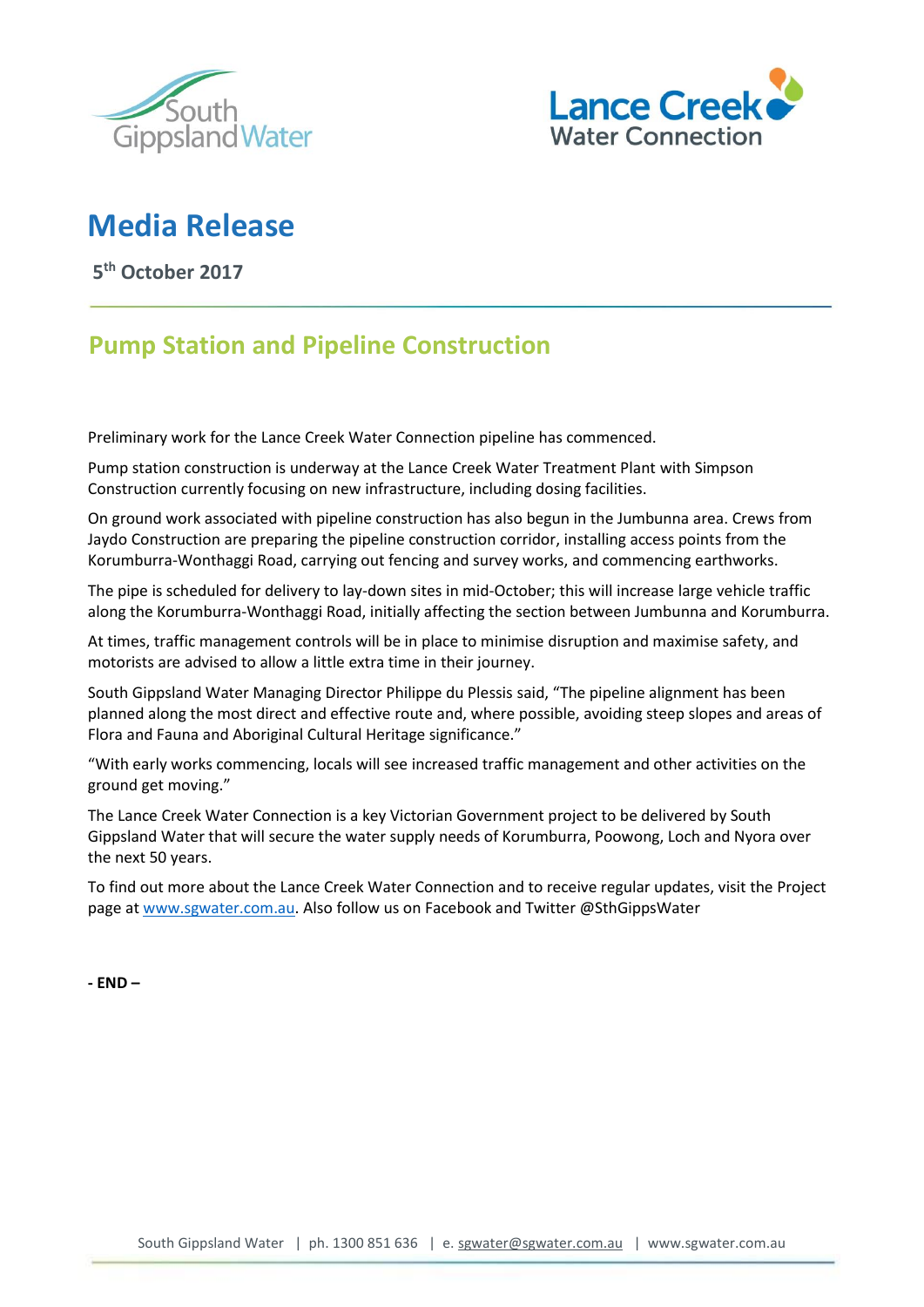South Gippsland Water

Lance Creek Water Connection

# Media Release

**5th October 2017**

## Pump Station and Pipeline Construction

Preliminary work for the Lance Creek Water Connection pipeline has commenced.

Pump station construction is underway at the Lance Creek Water Treatment Plant with Simpson Construction currently focusing on new infrastructure, including dosing facilities.

On ground work associated with pipeline construction has also begun in the Jumbunna area. Crews from Jaydo Construction are preparing the pipeline construction corridor, installing access points from the Korumburra-Wonthaggi Road, carrying out fencing and survey works, and commencing earthworks.

The pipe is scheduled for delivery to lay-down sites in mid-October; this will increase large vehicle traffic along the Korumburra-Wonthaggi Road, initially affecting the section between Jumbunna and Korumburra.

At times, traffic management controls will be in place to minimise disruption and maximise safety, and motorists are advised to allow a little extra time in their journey.

South Gippsland Water Managing Director Philippe du Plessis said, "The pipeline alignment has been planned along the most direct and effective route and, where possible, avoiding steep slopes and areas of Flora and Fauna and Aboriginal Cultural Heritage significance."

"With early works commencing, locals will see increased traffic management and other activities on the ground get moving."

The Lance Creek Water Connection is a key Victorian Government project to be delivered by South Gippsland Water that will secure the water supply needs of Korumburra, Poowong, Loch and Nyora over the next 50 years.

To find out more about the Lance Creek Water Connection and to receive regular updates, visit the Project page at www.sgwater.com.au. Also follow us on Facebook and Twitter @SthGippsWater

**- END –**

South Gippsland Water | ph. 1300 851 636 | e. sgwater@sgwater.com.au | www.sgwater.com.au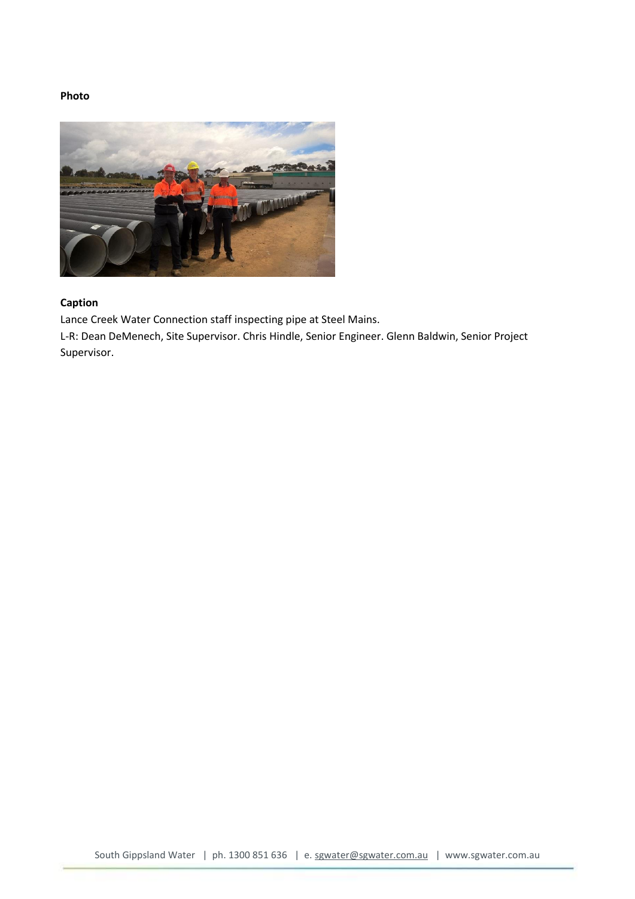**Photo**

**Caption**

Lance Creek Water Connection staff inspecting pipe at Steel Mains.

L-R: Dean DeMenech, Site Supervisor. Chris Hindle, Senior Engineer. Glenn Baldwin, Senior Project Supervisor.